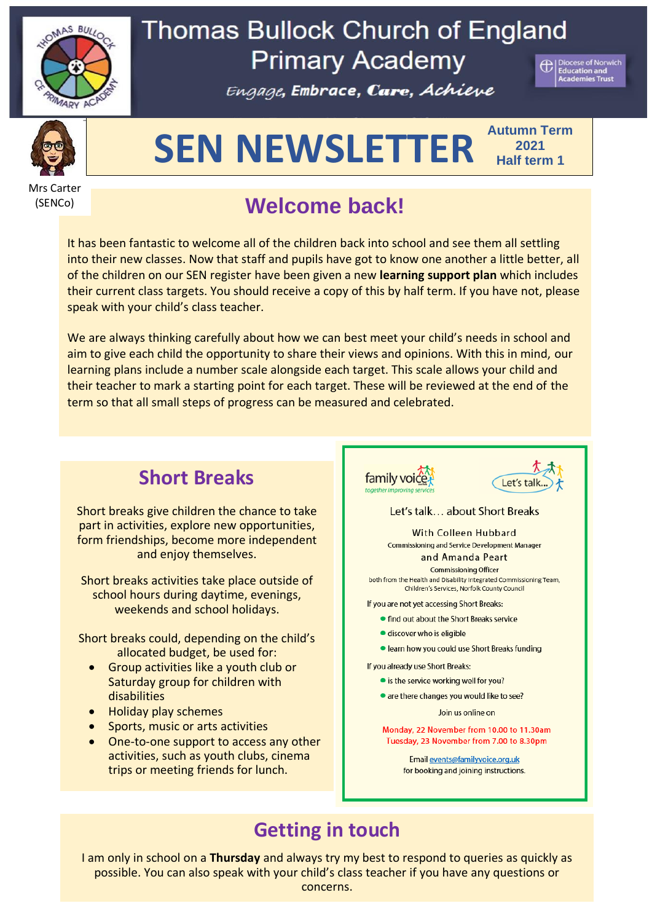# Thomas Bullock Church of England Primary Academy

*Engage, Embrace, Care, Achieve*

Diocese of Norwich Education and Academies Trust

# SEN NEWSLETTER

**Autumn Term 2021 Half term 1**

Mrs Carter (SENCo)

## Welcome back!

It has been fantastic to welcome all of the children back into school and see them all settling into their new classes. Now that staff and pupils have got to know one another a little better, all of the children on our SEN register have been given a new **learning support plan** which includes their current class targets. You should receive a copy of this by half term. If you have not, please speak with your child's class teacher.

We are always thinking carefully about how we can best meet your child's needs in school and aim to give each child the opportunity to share their views and opinions. With this in mind, our learning plans include a number scale alongside each target. This scale allows your child and their teacher to mark a starting point for each target. These will be reviewed at the end of the term so that all small steps of progress can be measured and celebrated.

## Short Breaks

Short breaks give children the chance to take part in activities, explore new opportunities, form friendships, become more independent and enjoy themselves.

Short breaks activities take place outside of school hours during daytime, evenings, weekends and school holidays.

Short breaks could, depending on the child's allocated budget, be used for:

- Group activities like a youth club or Saturday group for children with disabilities
- Holiday play schemes
- Sports, music or arts activities
- One-to-one support to access any other activities, such as youth clubs, cinema trips or meeting friends for lunch.

family voice – together improving services

Let's talk...

Let's talk… about Short Breaks

With Colleen Hubbard
Commissioning and Service Development Manager
and Amanda Peart
Commissioning Officer
both from the Health and Disability Integrated Commissioning Team, Children's Services, Norfolk County Council

If you are not yet accessing Short Breaks:

- find out about the Short Breaks service
- discover who is eligible
- learn how you could use Short Breaks funding

If you already use Short Breaks:

- is the service working well for you?
- are there changes you would like to see?

Join us online on

Monday, 22 November from 10.00 to 11.30am
Tuesday, 23 November from 7.00 to 8.30pm

Email events@familyvoice.org.uk for booking and joining instructions.

## Getting in touch

I am only in school on a **Thursday** and always try my best to respond to queries as quickly as possible. You can also speak with your child's class teacher if you have any questions or concerns.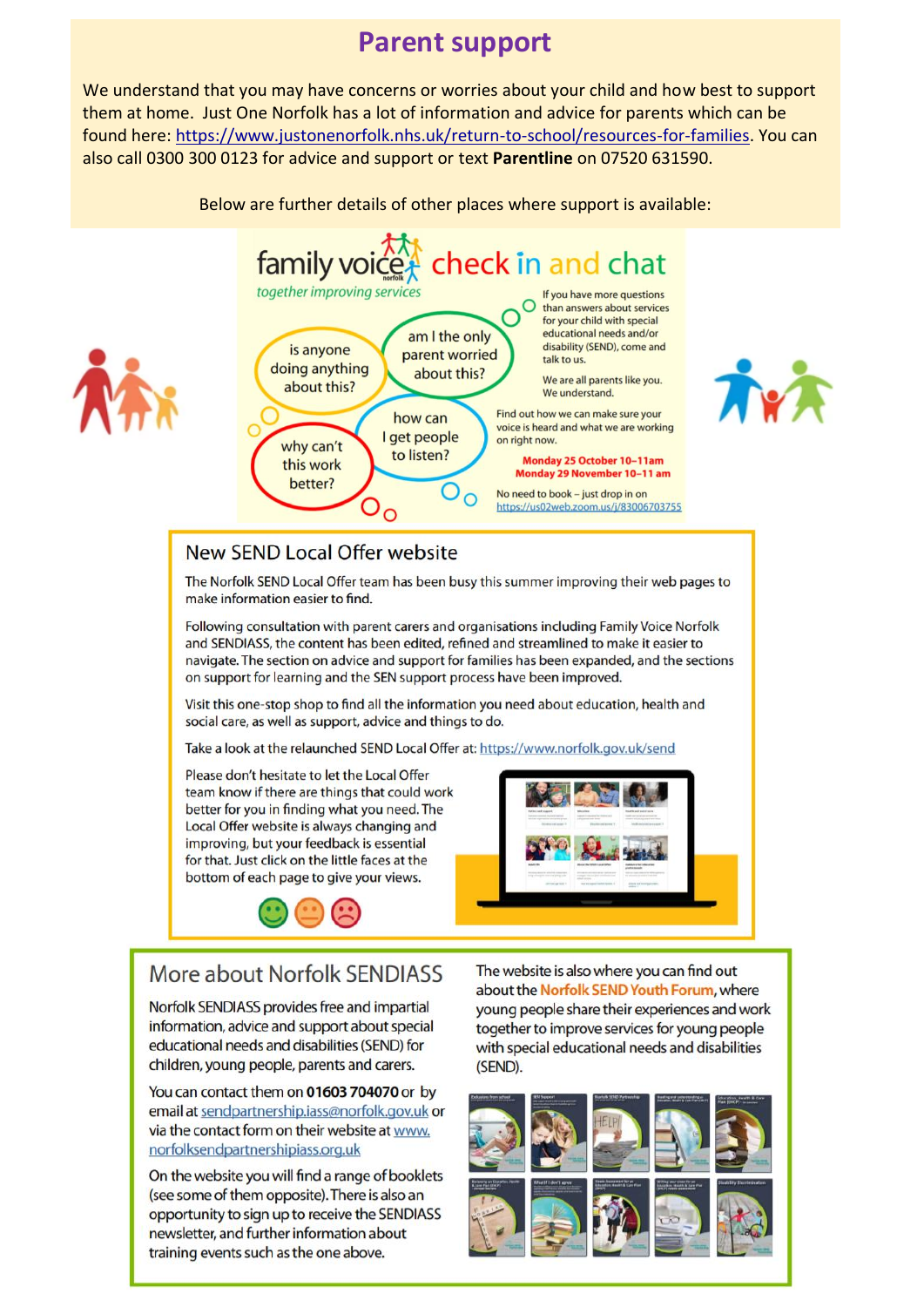# Parent support

We understand that you may have concerns or worries about your child and how best to support them at home. Just One Norfolk has a lot of information and advice for parents which can be found here: https://www.justonenorfolk.nhs.uk/return-to-school/resources-for-families. You can also call 0300 300 0123 for advice and support or text **Parentline** on 07520 631590.

Below are further details of other places where support is available:

## family voice norfolk — check in and chat

*together improving services*

is anyone doing anything about this?

am I the only parent worried about this?

how can I get people to listen?

why can't this work better?

If you have more questions than answers about services for your child with special educational needs and/or disability (SEND), come and talk to us.

We are all parents like you. We understand.

Find out how we can make sure your voice is heard and what we are working on right now.

**Monday 25 October 10–11am**
**Monday 29 November 10–11 am**

No need to book – just drop in on https://us02web.zoom.us/j/83006703755

## New SEND Local Offer website

The Norfolk SEND Local Offer team has been busy this summer improving their web pages to make information easier to find.

Following consultation with parent carers and organisations including Family Voice Norfolk and SENDIASS, the content has been edited, refined and streamlined to make it easier to navigate. The section on advice and support for families has been expanded, and the sections on support for learning and the SEN support process have been improved.

Visit this one-stop shop to find all the information you need about education, health and social care, as well as support, advice and things to do.

Take a look at the relaunched SEND Local Offer at: https://www.norfolk.gov.uk/send

Please don't hesitate to let the Local Offer team know if there are things that could work better for you in finding what you need. The Local Offer website is always changing and improving, but your feedback is essential for that. Just click on the little faces at the bottom of each page to give your views.

## More about Norfolk SENDIASS

Norfolk SENDIASS provides free and impartial information, advice and support about special educational needs and disabilities (SEND) for children, young people, parents and carers.

You can contact them on **01603 704070** or by email at sendpartnership.iass@norfolk.gov.uk or via the contact form on their website at www.norfolksendpartnershipiass.org.uk

On the website you will find a range of booklets (see some of them opposite). There is also an opportunity to sign up to receive the SENDIASS newsletter, and further information about training events such as the one above.

The website is also where you can find out about the **Norfolk SEND Youth Forum**, where young people share their experiences and work together to improve services for young people with special educational needs and disabilities (SEND).